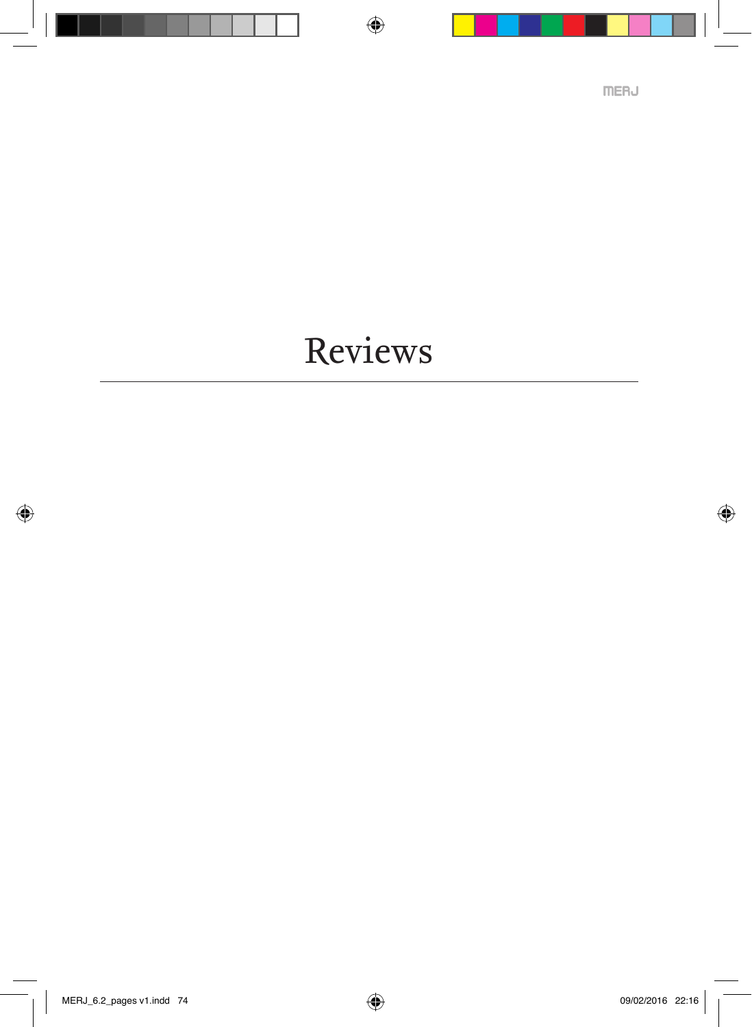# Reviews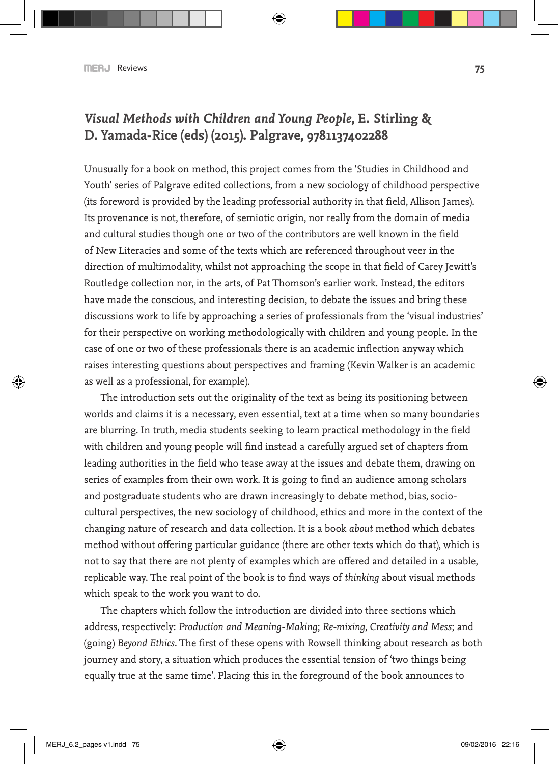## *Visual Methods with Children and Young People*, E. Stirling & D. Yamada-Rice (eds) (2015). Palgrave, 9781137402288

Unusually for a book on method, this project comes from the 'Studies in Childhood and Youth' series of Palgrave edited collections, from a new sociology of childhood perspective (its foreword is provided by the leading professorial authority in that field, Allison James). Its provenance is not, therefore, of semiotic origin, nor really from the domain of media and cultural studies though one or two of the contributors are well known in the field of New Literacies and some of the texts which are referenced throughout veer in the direction of multimodality, whilst not approaching the scope in that field of Carey Jewitt's Routledge collection nor, in the arts, of Pat Thomson's earlier work. Instead, the editors have made the conscious, and interesting decision, to debate the issues and bring these discussions work to life by approaching a series of professionals from the 'visual industries' for their perspective on working methodologically with children and young people. In the case of one or two of these professionals there is an academic inflection anyway which raises interesting questions about perspectives and framing (Kevin Walker is an academic as well as a professional, for example).

The introduction sets out the originality of the text as being its positioning between worlds and claims it is a necessary, even essential, text at a time when so many boundaries are blurring. In truth, media students seeking to learn practical methodology in the field with children and young people will find instead a carefully argued set of chapters from leading authorities in the field who tease away at the issues and debate them, drawing on series of examples from their own work. It is going to find an audience among scholars and postgraduate students who are drawn increasingly to debate method, bias, socio-cultural perspectives, the new sociology of childhood, ethics and more in the context of the changing nature of research and data collection. It is a book *about* method which debates method without offering particular guidance (there are other texts which do that), which is not to say that there are not plenty of examples which are offered and detailed in a usable, replicable way. The real point of the book is to find ways of *thinking* about visual methods which speak to the work you want to do.

The chapters which follow the introduction are divided into three sections which address, respectively: *Production and Meaning-Making*; *Re-mixing, Creativity and Mess*; and (going) *Beyond Ethics*. The first of these opens with Rowsell thinking about research as both journey and story, a situation which produces the essential tension of 'two things being equally true at the same time'. Placing this in the foreground of the book announces to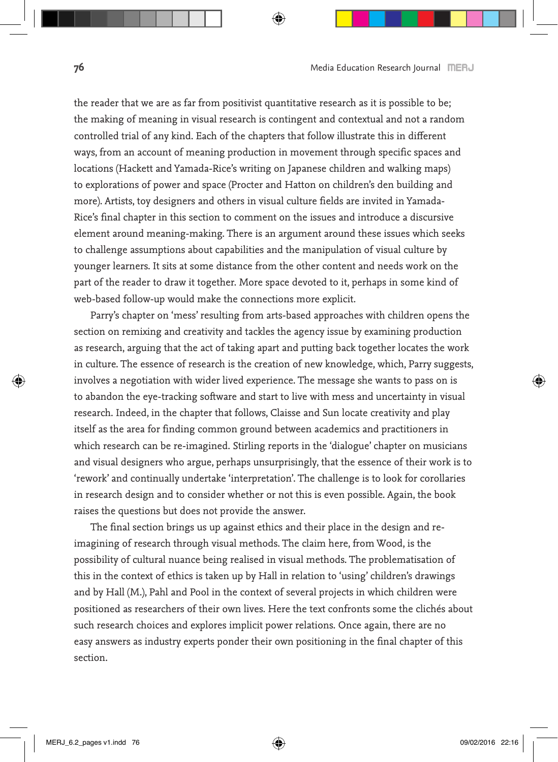the reader that we are as far from positivist quantitative research as it is possible to be; the making of meaning in visual research is contingent and contextual and not a random controlled trial of any kind. Each of the chapters that follow illustrate this in different ways, from an account of meaning production in movement through specific spaces and locations (Hackett and Yamada-Rice's writing on Japanese children and walking maps) to explorations of power and space (Procter and Hatton on children's den building and more). Artists, toy designers and others in visual culture fields are invited in Yamada-Rice's final chapter in this section to comment on the issues and introduce a discursive element around meaning-making. There is an argument around these issues which seeks to challenge assumptions about capabilities and the manipulation of visual culture by younger learners. It sits at some distance from the other content and needs work on the part of the reader to draw it together. More space devoted to it, perhaps in some kind of web-based follow-up would make the connections more explicit.

Parry's chapter on 'mess' resulting from arts-based approaches with children opens the section on remixing and creativity and tackles the agency issue by examining production as research, arguing that the act of taking apart and putting back together locates the work in culture. The essence of research is the creation of new knowledge, which, Parry suggests, involves a negotiation with wider lived experience. The message she wants to pass on is to abandon the eye-tracking software and start to live with mess and uncertainty in visual research. Indeed, in the chapter that follows, Claisse and Sun locate creativity and play itself as the area for finding common ground between academics and practitioners in which research can be re-imagined. Stirling reports in the 'dialogue' chapter on musicians and visual designers who argue, perhaps unsurprisingly, that the essence of their work is to 'rework' and continually undertake 'interpretation'. The challenge is to look for corollaries in research design and to consider whether or not this is even possible. Again, the book raises the questions but does not provide the answer.

The final section brings us up against ethics and their place in the design and re-imagining of research through visual methods. The claim here, from Wood, is the possibility of cultural nuance being realised in visual methods. The problematisation of this in the context of ethics is taken up by Hall in relation to 'using' children's drawings and by Hall (M.), Pahl and Pool in the context of several projects in which children were positioned as researchers of their own lives. Here the text confronts some the clichés about such research choices and explores implicit power relations. Once again, there are no easy answers as industry experts ponder their own positioning in the final chapter of this section.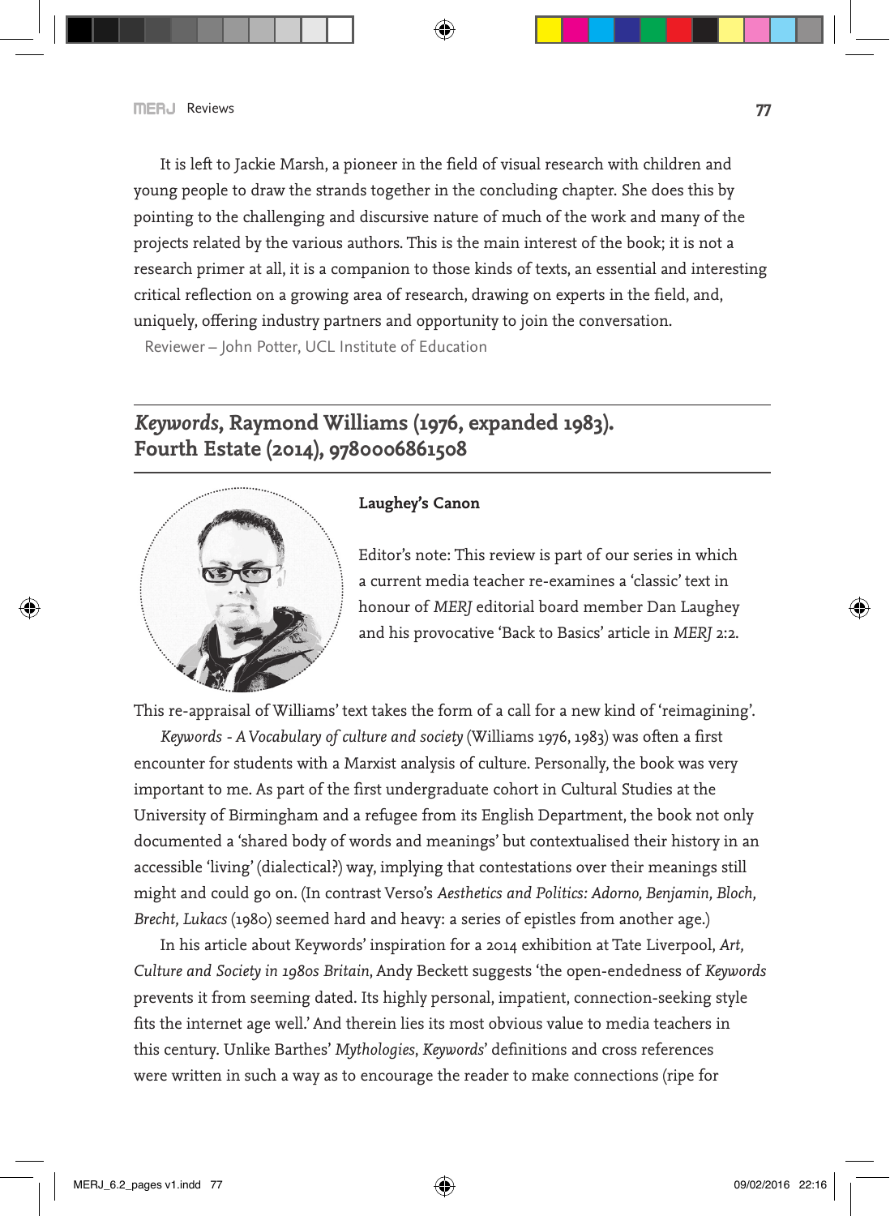It is left to Jackie Marsh, a pioneer in the field of visual research with children and young people to draw the strands together in the concluding chapter. She does this by pointing to the challenging and discursive nature of much of the work and many of the projects related by the various authors. This is the main interest of the book; it is not a research primer at all, it is a companion to those kinds of texts, an essential and interesting critical reflection on a growing area of research, drawing on experts in the field, and, uniquely, offering industry partners and opportunity to join the conversation.

Reviewer – John Potter, UCL Institute of Education

## *Keywords*, Raymond Williams (1976, expanded 1983). Fourth Estate (2014), 9780006861508

**Laughey's Canon**

Editor's note: This review is part of our series in which a current media teacher re-examines a 'classic' text in honour of *MERJ* editorial board member Dan Laughey and his provocative 'Back to Basics' article in *MERJ* 2:2.

This re-appraisal of Williams' text takes the form of a call for a new kind of 'reimagining'.

*Keywords - A Vocabulary of culture and society* (Williams 1976, 1983) was often a first encounter for students with a Marxist analysis of culture. Personally, the book was very important to me. As part of the first undergraduate cohort in Cultural Studies at the University of Birmingham and a refugee from its English Department, the book not only documented a 'shared body of words and meanings' but contextualised their history in an accessible 'living' (dialectical?) way, implying that contestations over their meanings still might and could go on. (In contrast Verso's *Aesthetics and Politics: Adorno, Benjamin, Bloch, Brecht, Lukacs* (1980) seemed hard and heavy: a series of epistles from another age.)

In his article about Keywords' inspiration for a 2014 exhibition at Tate Liverpool, *Art, Culture and Society in 1980s Britain*, Andy Beckett suggests 'the open-endedness of *Keywords* prevents it from seeming dated. Its highly personal, impatient, connection-seeking style fits the internet age well.' And therein lies its most obvious value to media teachers in this century. Unlike Barthes' *Mythologies*, *Keywords*' definitions and cross references were written in such a way as to encourage the reader to make connections (ripe for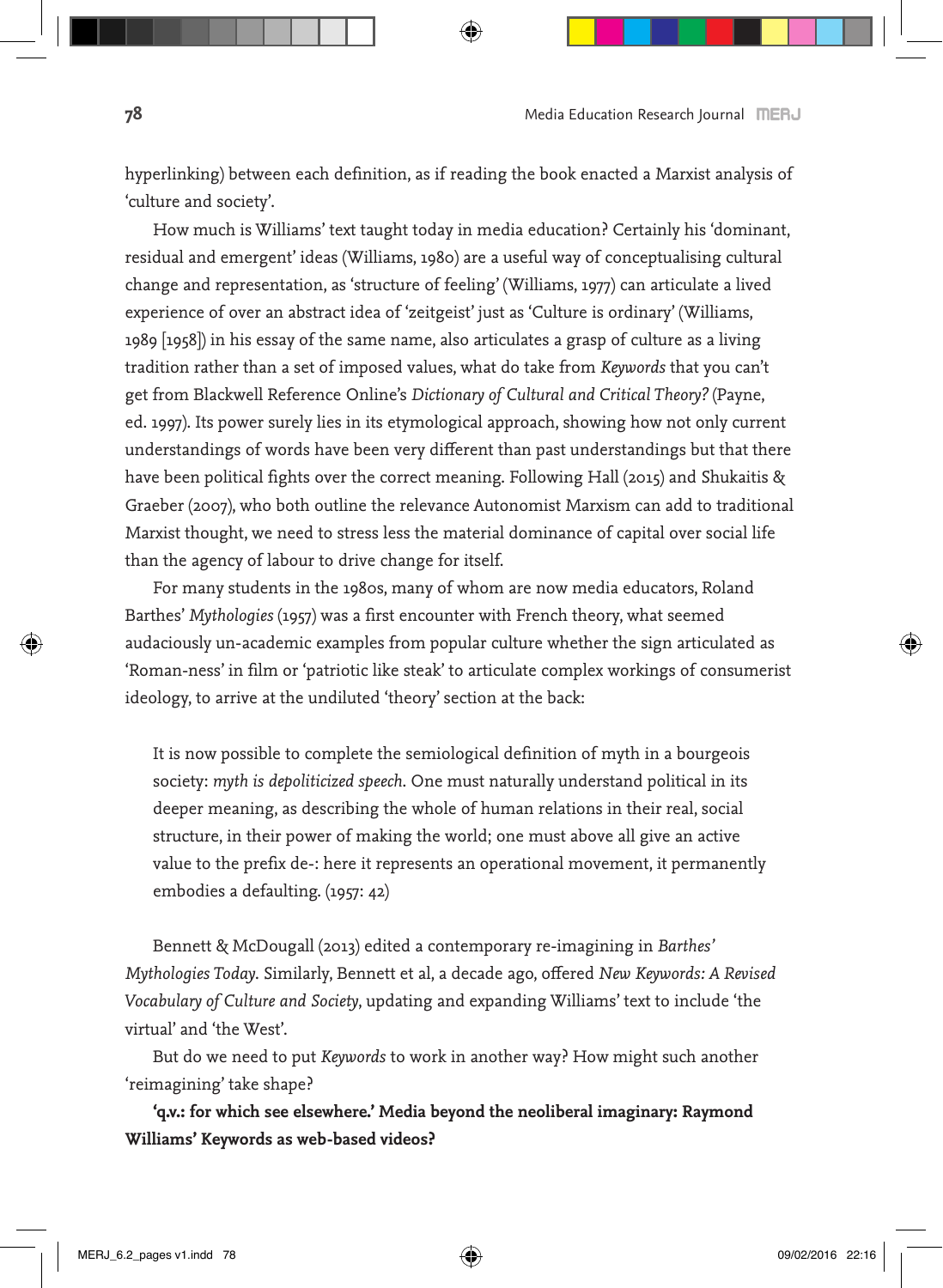hyperlinking) between each definition, as if reading the book enacted a Marxist analysis of 'culture and society'.

How much is Williams' text taught today in media education? Certainly his 'dominant, residual and emergent' ideas (Williams, 1980) are a useful way of conceptualising cultural change and representation, as 'structure of feeling' (Williams, 1977) can articulate a lived experience of over an abstract idea of 'zeitgeist' just as 'Culture is ordinary' (Williams, 1989 [1958]) in his essay of the same name, also articulates a grasp of culture as a living tradition rather than a set of imposed values, what do take from *Keywords* that you can't get from Blackwell Reference Online's *Dictionary of Cultural and Critical Theory?* (Payne, ed. 1997). Its power surely lies in its etymological approach, showing how not only current understandings of words have been very different than past understandings but that there have been political fights over the correct meaning. Following Hall (2015) and Shukaitis & Graeber (2007), who both outline the relevance Autonomist Marxism can add to traditional Marxist thought, we need to stress less the material dominance of capital over social life than the agency of labour to drive change for itself.

For many students in the 1980s, many of whom are now media educators, Roland Barthes' *Mythologies* (1957) was a first encounter with French theory, what seemed audaciously un-academic examples from popular culture whether the sign articulated as 'Roman-ness' in film or 'patriotic like steak' to articulate complex workings of consumerist ideology, to arrive at the undiluted 'theory' section at the back:

> It is now possible to complete the semiological definition of myth in a bourgeois society: *myth is depoliticized speech*. One must naturally understand political in its deeper meaning, as describing the whole of human relations in their real, social structure, in their power of making the world; one must above all give an active value to the prefix de-: here it represents an operational movement, it permanently embodies a defaulting. (1957: 42)

Bennett & McDougall (2013) edited a contemporary re-imagining in *Barthes' Mythologies Today*. Similarly, Bennett et al, a decade ago, offered *New Keywords: A Revised Vocabulary of Culture and Society*, updating and expanding Williams' text to include 'the virtual' and 'the West'.

But do we need to put *Keywords* to work in another way? How might such another 'reimagining' take shape?

**'q.v.: for which see elsewhere.' Media beyond the neoliberal imaginary: Raymond Williams' Keywords as web-based videos?**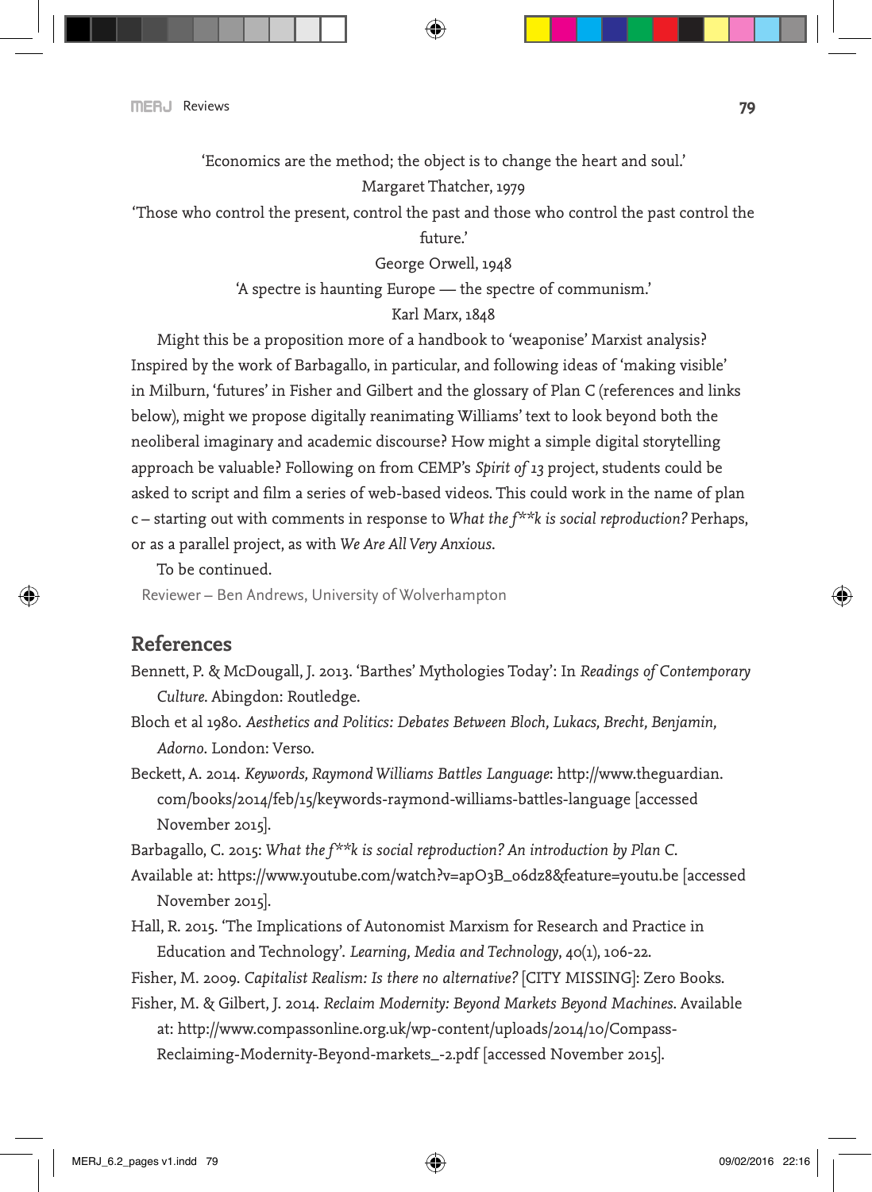'Economics are the method; the object is to change the heart and soul.'

Margaret Thatcher, 1979

'Those who control the present, control the past and those who control the past control the future.'

George Orwell, 1948

'A spectre is haunting Europe — the spectre of communism.'

Karl Marx, 1848

Might this be a proposition more of a handbook to 'weaponise' Marxist analysis? Inspired by the work of Barbagallo, in particular, and following ideas of 'making visible' in Milburn, 'futures' in Fisher and Gilbert and the glossary of Plan C (references and links below), might we propose digitally reanimating Williams' text to look beyond both the neoliberal imaginary and academic discourse? How might a simple digital storytelling approach be valuable? Following on from CEMP's *Spirit of 13* project, students could be asked to script and film a series of web-based videos. This could work in the name of plan c – starting out with comments in response to *What the f**k is social reproduction?* Perhaps, or as a parallel project, as with *We Are All Very Anxious*.

To be continued.

Reviewer – Ben Andrews, University of Wolverhampton

## References

Bennett, P. & McDougall, J. 2013. 'Barthes' Mythologies Today': In *Readings of Contemporary Culture*. Abingdon: Routledge.

Bloch et al 1980. *Aesthetics and Politics: Debates Between Bloch, Lukacs, Brecht, Benjamin, Adorno*. London: Verso.

Beckett, A. 2014. *Keywords, Raymond Williams Battles Language*: http://www.theguardian.com/books/2014/feb/15/keywords-raymond-williams-battles-language [accessed November 2015].

Barbagallo, C. 2015: *What the f**k is social reproduction? An introduction by Plan C*. Available at: https://www.youtube.com/watch?v=apO3B_o6dz8&feature=youtu.be [accessed November 2015].

Hall, R. 2015. 'The Implications of Autonomist Marxism for Research and Practice in Education and Technology'. *Learning, Media and Technology*, 40(1), 106-22.

Fisher, M. 2009. *Capitalist Realism: Is there no alternative?* [CITY MISSING]: Zero Books.

Fisher, M. & Gilbert, J. 2014. *Reclaim Modernity: Beyond Markets Beyond Machines*. Available at: http://www.compassonline.org.uk/wp-content/uploads/2014/10/Compass-Reclaiming-Modernity-Beyond-markets_-2.pdf [accessed November 2015].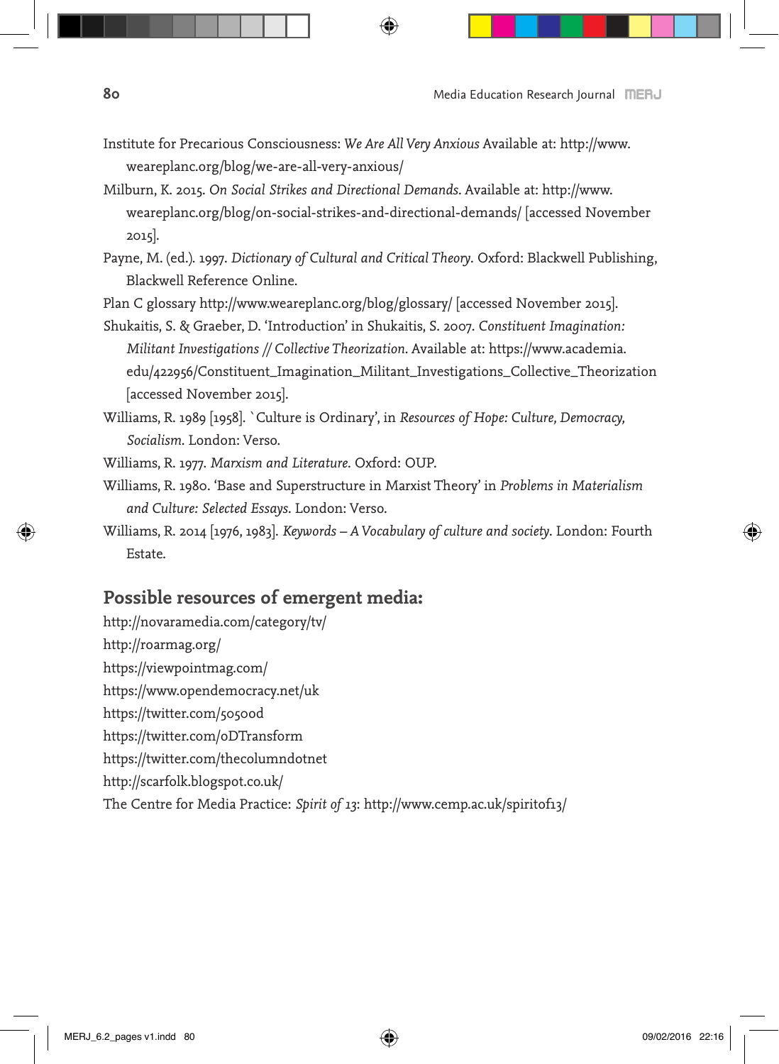Institute for Precarious Consciousness: *We Are All Very Anxious* Available at: http://www.weareplanc.org/blog/we-are-all-very-anxious/

Milburn, K. 2015. *On Social Strikes and Directional Demands*. Available at: http://www.weareplanc.org/blog/on-social-strikes-and-directional-demands/ [accessed November 2015].

Payne, M. (ed.). 1997. *Dictionary of Cultural and Critical Theory*. Oxford: Blackwell Publishing, Blackwell Reference Online.

Plan C glossary http://www.weareplanc.org/blog/glossary/ [accessed November 2015].

Shukaitis, S. & Graeber, D. 'Introduction' in Shukaitis, S. 2007. *Constituent Imagination: Militant Investigations // Collective Theorization*. Available at: https://www.academia.edu/422956/Constituent_Imagination_Militant_Investigations_Collective_Theorization [accessed November 2015].

Williams, R. 1989 [1958]. `Culture is Ordinary', in *Resources of Hope: Culture, Democracy, Socialism*. London: Verso.

Williams, R. 1977. *Marxism and Literature*. Oxford: OUP.

Williams, R. 1980. 'Base and Superstructure in Marxist Theory' in *Problems in Materialism and Culture: Selected Essays*. London: Verso.

Williams, R. 2014 [1976, 1983]. *Keywords – A Vocabulary of culture and society*. London: Fourth Estate.

## Possible resources of emergent media:

http://novaramedia.com/category/tv/

http://roarmag.org/

https://viewpointmag.com/

https://www.opendemocracy.net/uk

https://twitter.com/5050od

https://twitter.com/oDTransform

https://twitter.com/thecolumndotnet

http://scarfolk.blogspot.co.uk/

The Centre for Media Practice: *Spirit of 13*: http://www.cemp.ac.uk/spiritof13/